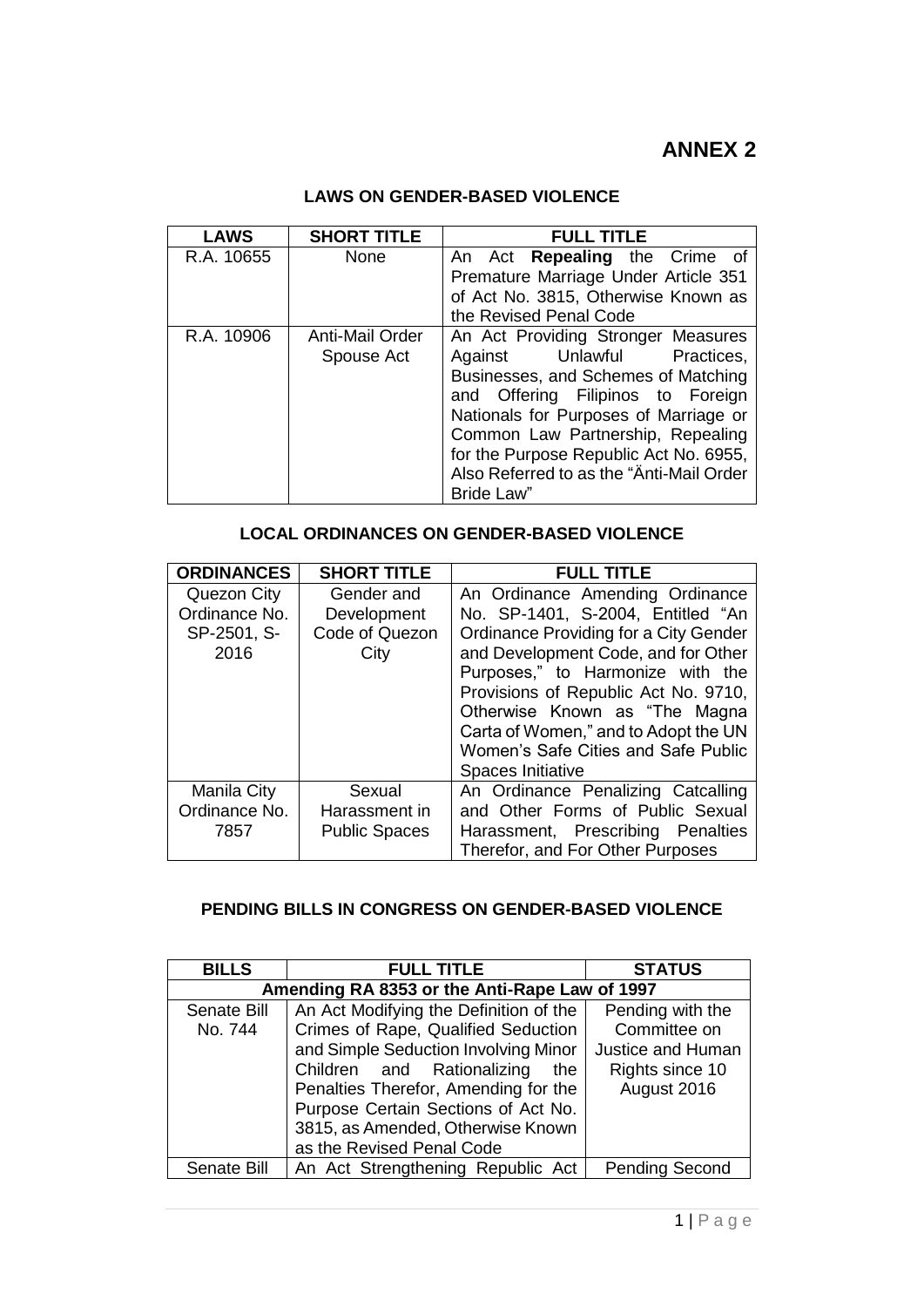# ANNEX 2

## LAWS ON GENDER-BASED VIOLENCE

| LAWS | SHORT TITLE | FULL TITLE |
|---|---|---|
| R.A. 10655 | None | An Act **Repealing** the Crime of Premature Marriage Under Article 351 of Act No. 3815, Otherwise Known as the Revised Penal Code |
| R.A. 10906 | Anti-Mail Order Spouse Act | An Act Providing Stronger Measures Against Unlawful Practices, Businesses, and Schemes of Matching and Offering Filipinos to Foreign Nationals for Purposes of Marriage or Common Law Partnership, Repealing for the Purpose Republic Act No. 6955, Also Referred to as the "Änti-Mail Order Bride Law" |

## LOCAL ORDINANCES ON GENDER-BASED VIOLENCE

| ORDINANCES | SHORT TITLE | FULL TITLE |
|---|---|---|
| Quezon City Ordinance No. SP-2501, S-2016 | Gender and Development Code of Quezon City | An Ordinance Amending Ordinance No. SP-1401, S-2004, Entitled "An Ordinance Providing for a City Gender and Development Code, and for Other Purposes," to Harmonize with the Provisions of Republic Act No. 9710, Otherwise Known as "The Magna Carta of Women," and to Adopt the UN Women's Safe Cities and Safe Public Spaces Initiative |
| Manila City Ordinance No. 7857 | Sexual Harassment in Public Spaces | An Ordinance Penalizing Catcalling and Other Forms of Public Sexual Harassment, Prescribing Penalties Therefor, and For Other Purposes |

## PENDING BILLS IN CONGRESS ON GENDER-BASED VIOLENCE

| BILLS | FULL TITLE | STATUS |
|---|---|---|
| **Amending RA 8353 or the Anti-Rape Law of 1997** | | |
| Senate Bill No. 744 | An Act Modifying the Definition of the Crimes of Rape, Qualified Seduction and Simple Seduction Involving Minor Children and Rationalizing the Penalties Therefor, Amending for the Purpose Certain Sections of Act No. 3815, as Amended, Otherwise Known as the Revised Penal Code | Pending with the Committee on Justice and Human Rights since 10 August 2016 |
| Senate Bill | An Act Strengthening Republic Act | Pending Second |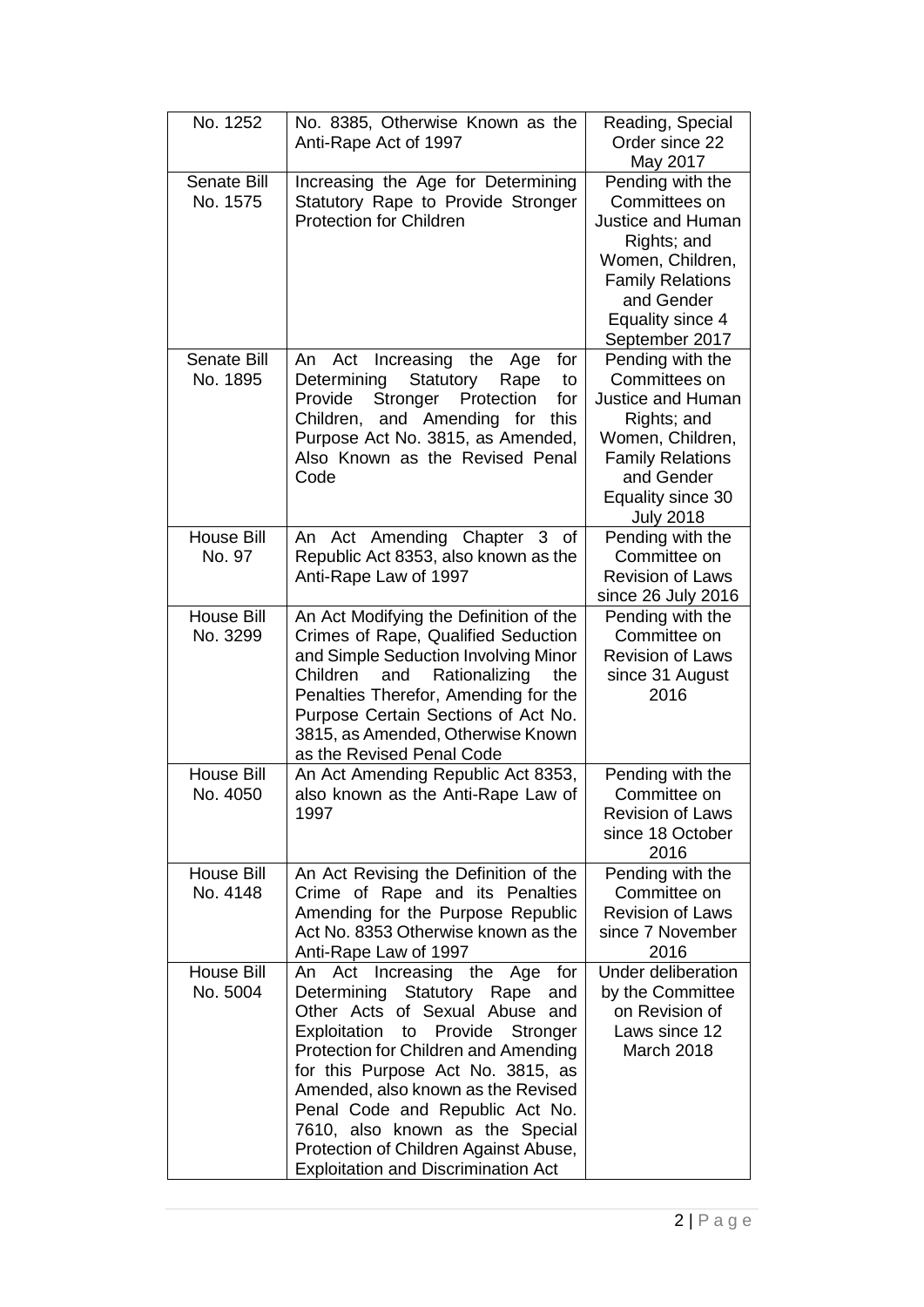| No. 1252 | No. 8385, Otherwise Known as the Anti-Rape Act of 1997 | Reading, Special Order since 22 May 2017 |
|---|---|---|
| Senate Bill No. 1575 | Increasing the Age for Determining Statutory Rape to Provide Stronger Protection for Children | Pending with the Committees on Justice and Human Rights; and Women, Children, Family Relations and Gender Equality since 4 September 2017 |
| Senate Bill No. 1895 | An Act Increasing the Age for Determining Statutory Rape to Provide Stronger Protection for Children, and Amending for this Purpose Act No. 3815, as Amended, Also Known as the Revised Penal Code | Pending with the Committees on Justice and Human Rights; and Women, Children, Family Relations and Gender Equality since 30 July 2018 |
| House Bill No. 97 | An Act Amending Chapter 3 of Republic Act 8353, also known as the Anti-Rape Law of 1997 | Pending with the Committee on Revision of Laws since 26 July 2016 |
| House Bill No. 3299 | An Act Modifying the Definition of the Crimes of Rape, Qualified Seduction and Simple Seduction Involving Minor Children and Rationalizing the Penalties Therefor, Amending for the Purpose Certain Sections of Act No. 3815, as Amended, Otherwise Known as the Revised Penal Code | Pending with the Committee on Revision of Laws since 31 August 2016 |
| House Bill No. 4050 | An Act Amending Republic Act 8353, also known as the Anti-Rape Law of 1997 | Pending with the Committee on Revision of Laws since 18 October 2016 |
| House Bill No. 4148 | An Act Revising the Definition of the Crime of Rape and its Penalties Amending for the Purpose Republic Act No. 8353 Otherwise known as the Anti-Rape Law of 1997 | Pending with the Committee on Revision of Laws since 7 November 2016 |
| House Bill No. 5004 | An Act Increasing the Age for Determining Statutory Rape and Other Acts of Sexual Abuse and Exploitation to Provide Stronger Protection for Children and Amending for this Purpose Act No. 3815, as Amended, also known as the Revised Penal Code and Republic Act No. 7610, also known as the Special Protection of Children Against Abuse, Exploitation and Discrimination Act | Under deliberation by the Committee on Revision of Laws since 12 March 2018 |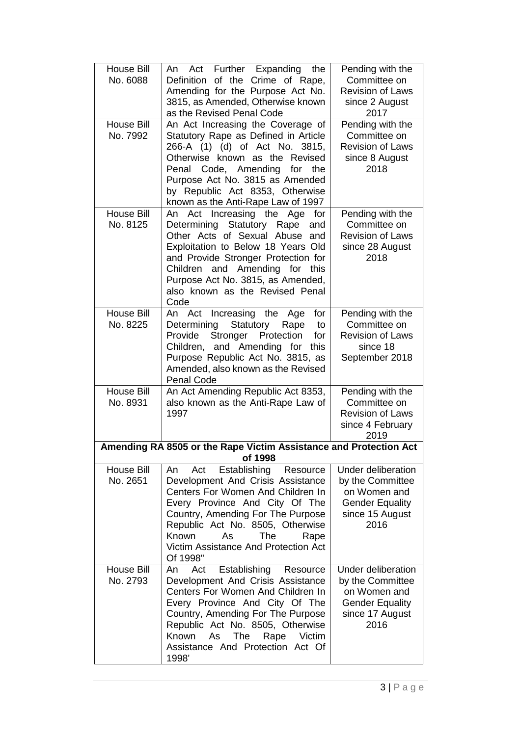| House Bill No. 6088 | An Act Further Expanding the Definition of the Crime of Rape, Amending for the Purpose Act No. 3815, as Amended, Otherwise known as the Revised Penal Code | Pending with the Committee on Revision of Laws since 2 August 2017 |
|---|---|---|
| House Bill No. 7992 | An Act Increasing the Coverage of Statutory Rape as Defined in Article 266-A (1) (d) of Act No. 3815, Otherwise known as the Revised Penal Code, Amending for the Purpose Act No. 3815 as Amended by Republic Act 8353, Otherwise known as the Anti-Rape Law of 1997 | Pending with the Committee on Revision of Laws since 8 August 2018 |
| House Bill No. 8125 | An Act Increasing the Age for Determining Statutory Rape and Other Acts of Sexual Abuse and Exploitation to Below 18 Years Old and Provide Stronger Protection for Children and Amending for this Purpose Act No. 3815, as Amended, also known as the Revised Penal Code | Pending with the Committee on Revision of Laws since 28 August 2018 |
| House Bill No. 8225 | An Act Increasing the Age for Determining Statutory Rape to Provide Stronger Protection for Children, and Amending for this Purpose Republic Act No. 3815, as Amended, also known as the Revised Penal Code | Pending with the Committee on Revision of Laws since 18 September 2018 |
| House Bill No. 8931 | An Act Amending Republic Act 8353, also known as the Anti-Rape Law of 1997 | Pending with the Committee on Revision of Laws since 4 February 2019 |
| **Amending RA 8505 or the Rape Victim Assistance and Protection Act of 1998** | | |
| House Bill No. 2651 | An Act Establishing Resource Development And Crisis Assistance Centers For Women And Children In Every Province And City Of The Country, Amending For The Purpose Republic Act No. 8505, Otherwise Known As The Rape Victim Assistance And Protection Act Of 1998" | Under deliberation by the Committee on Women and Gender Equality since 15 August 2016 |
| House Bill No. 2793 | An Act Establishing Resource Development And Crisis Assistance Centers For Women And Children In Every Province And City Of The Country, Amending For The Purpose Republic Act No. 8505, Otherwise Known As The Rape Victim Assistance And Protection Act Of 1998' | Under deliberation by the Committee on Women and Gender Equality since 17 August 2016 |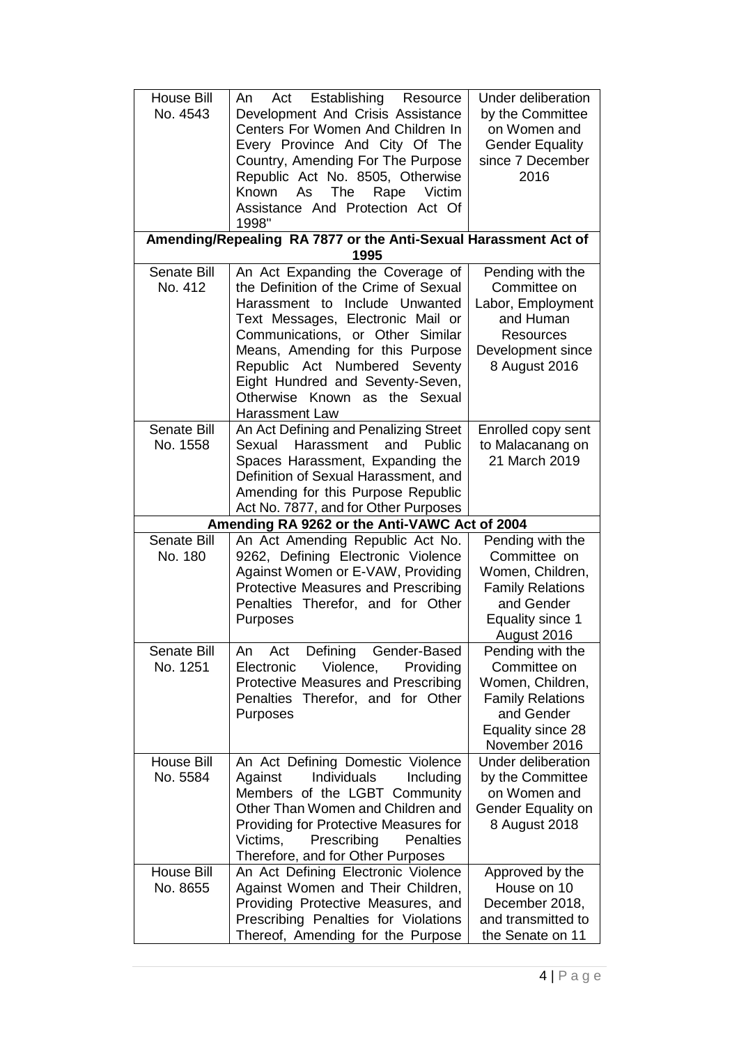| | | |
|---|---|---|
| House Bill No. 4543 | An Act Establishing Resource Development And Crisis Assistance Centers For Women And Children In Every Province And City Of The Country, Amending For The Purpose Republic Act No. 8505, Otherwise Known As The Rape Victim Assistance And Protection Act Of 1998" | Under deliberation by the Committee on Women and Gender Equality since 7 December 2016 |
| **Amending/Repealing RA 7877 or the Anti-Sexual Harassment Act of 1995** | | |
| Senate Bill No. 412 | An Act Expanding the Coverage of the Definition of the Crime of Sexual Harassment to Include Unwanted Text Messages, Electronic Mail or Communications, or Other Similar Means, Amending for this Purpose Republic Act Numbered Seventy Eight Hundred and Seventy-Seven, Otherwise Known as the Sexual Harassment Law | Pending with the Committee on Labor, Employment and Human Resources Development since 8 August 2016 |
| Senate Bill No. 1558 | An Act Defining and Penalizing Street Sexual Harassment and Public Spaces Harassment, Expanding the Definition of Sexual Harassment, and Amending for this Purpose Republic Act No. 7877, and for Other Purposes | Enrolled copy sent to Malacanang on 21 March 2019 |
| **Amending RA 9262 or the Anti-VAWC Act of 2004** | | |
| Senate Bill No. 180 | An Act Amending Republic Act No. 9262, Defining Electronic Violence Against Women or E-VAW, Providing Protective Measures and Prescribing Penalties Therefor, and for Other Purposes | Pending with the Committee on Women, Children, Family Relations and Gender Equality since 1 August 2016 |
| Senate Bill No. 1251 | An Act Defining Gender-Based Electronic Violence, Providing Protective Measures and Prescribing Penalties Therefor, and for Other Purposes | Pending with the Committee on Women, Children, Family Relations and Gender Equality since 28 November 2016 |
| House Bill No. 5584 | An Act Defining Domestic Violence Against Individuals Including Members of the LGBT Community Other Than Women and Children and Providing for Protective Measures for Victims, Prescribing Penalties Therefore, and for Other Purposes | Under deliberation by the Committee on Women and Gender Equality on 8 August 2018 |
| House Bill No. 8655 | An Act Defining Electronic Violence Against Women and Their Children, Providing Protective Measures, and Prescribing Penalties for Violations Thereof, Amending for the Purpose | Approved by the House on 10 December 2018, and transmitted to the Senate on 11 |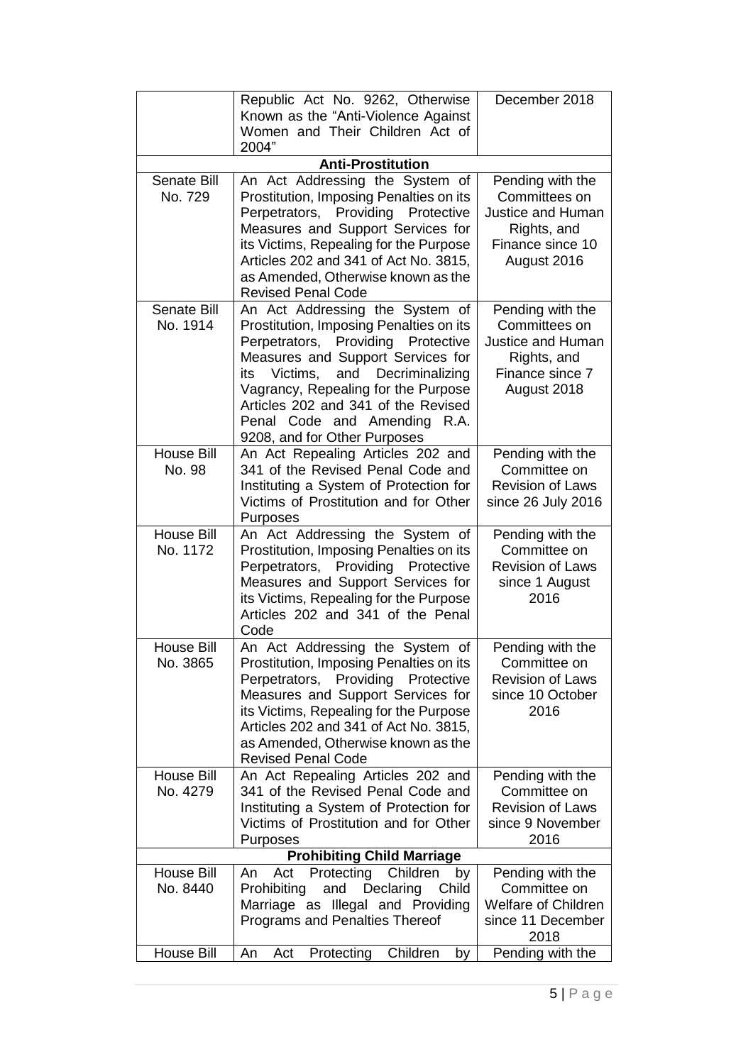| | | |
|---|---|---|
| | Republic Act No. 9262, Otherwise Known as the "Anti-Violence Against Women and Their Children Act of 2004" | December 2018 |
| **Anti-Prostitution** | | |
| Senate Bill No. 729 | An Act Addressing the System of Prostitution, Imposing Penalties on its Perpetrators, Providing Protective Measures and Support Services for its Victims, Repealing for the Purpose Articles 202 and 341 of Act No. 3815, as Amended, Otherwise known as the Revised Penal Code | Pending with the Committees on Justice and Human Rights, and Finance since 10 August 2016 |
| Senate Bill No. 1914 | An Act Addressing the System of Prostitution, Imposing Penalties on its Perpetrators, Providing Protective Measures and Support Services for its Victims, and Decriminalizing Vagrancy, Repealing for the Purpose Articles 202 and 341 of the Revised Penal Code and Amending R.A. 9208, and for Other Purposes | Pending with the Committees on Justice and Human Rights, and Finance since 7 August 2018 |
| House Bill No. 98 | An Act Repealing Articles 202 and 341 of the Revised Penal Code and Instituting a System of Protection for Victims of Prostitution and for Other Purposes | Pending with the Committee on Revision of Laws since 26 July 2016 |
| House Bill No. 1172 | An Act Addressing the System of Prostitution, Imposing Penalties on its Perpetrators, Providing Protective Measures and Support Services for its Victims, Repealing for the Purpose Articles 202 and 341 of the Penal Code | Pending with the Committee on Revision of Laws since 1 August 2016 |
| House Bill No. 3865 | An Act Addressing the System of Prostitution, Imposing Penalties on its Perpetrators, Providing Protective Measures and Support Services for its Victims, Repealing for the Purpose Articles 202 and 341 of Act No. 3815, as Amended, Otherwise known as the Revised Penal Code | Pending with the Committee on Revision of Laws since 10 October 2016 |
| House Bill No. 4279 | An Act Repealing Articles 202 and 341 of the Revised Penal Code and Instituting a System of Protection for Victims of Prostitution and for Other Purposes | Pending with the Committee on Revision of Laws since 9 November 2016 |
| **Prohibiting Child Marriage** | | |
| House Bill No. 8440 | An Act Protecting Children by Prohibiting and Declaring Child Marriage as Illegal and Providing Programs and Penalties Thereof | Pending with the Committee on Welfare of Children since 11 December 2018 |
| House Bill | An Act Protecting Children by | Pending with the |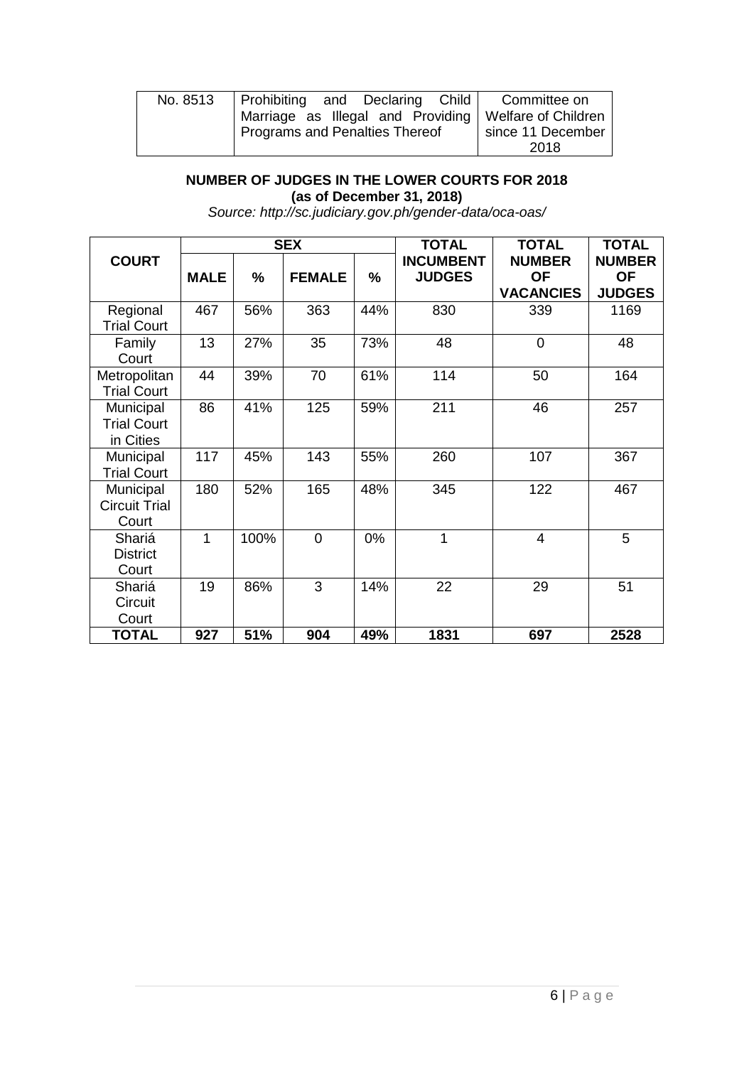| | | |
|---|---|---|
| No. 8513 | Prohibiting and Declaring Child Marriage as Illegal and Providing Programs and Penalties Thereof | Committee on Welfare of Children since 11 December 2018 |

**NUMBER OF JUDGES IN THE LOWER COURTS FOR 2018**
**(as of December 31, 2018)**

*Source: http://sc.judiciary.gov.ph/gender-data/oca-oas/*

| COURT | SEX | | | | TOTAL INCUMBENT JUDGES | TOTAL NUMBER OF VACANCIES | TOTAL NUMBER OF JUDGES |
|---|---|---|---|---|---|---|---|
| | MALE | % | FEMALE | % | | | |
| Regional Trial Court | 467 | 56% | 363 | 44% | 830 | 339 | 1169 |
| Family Court | 13 | 27% | 35 | 73% | 48 | 0 | 48 |
| Metropolitan Trial Court | 44 | 39% | 70 | 61% | 114 | 50 | 164 |
| Municipal Trial Court in Cities | 86 | 41% | 125 | 59% | 211 | 46 | 257 |
| Municipal Trial Court | 117 | 45% | 143 | 55% | 260 | 107 | 367 |
| Municipal Circuit Trial Court | 180 | 52% | 165 | 48% | 345 | 122 | 467 |
| Shariá District Court | 1 | 100% | 0 | 0% | 1 | 4 | 5 |
| Shariá Circuit Court | 19 | 86% | 3 | 14% | 22 | 29 | 51 |
| **TOTAL** | **927** | **51%** | **904** | **49%** | **1831** | **697** | **2528** |